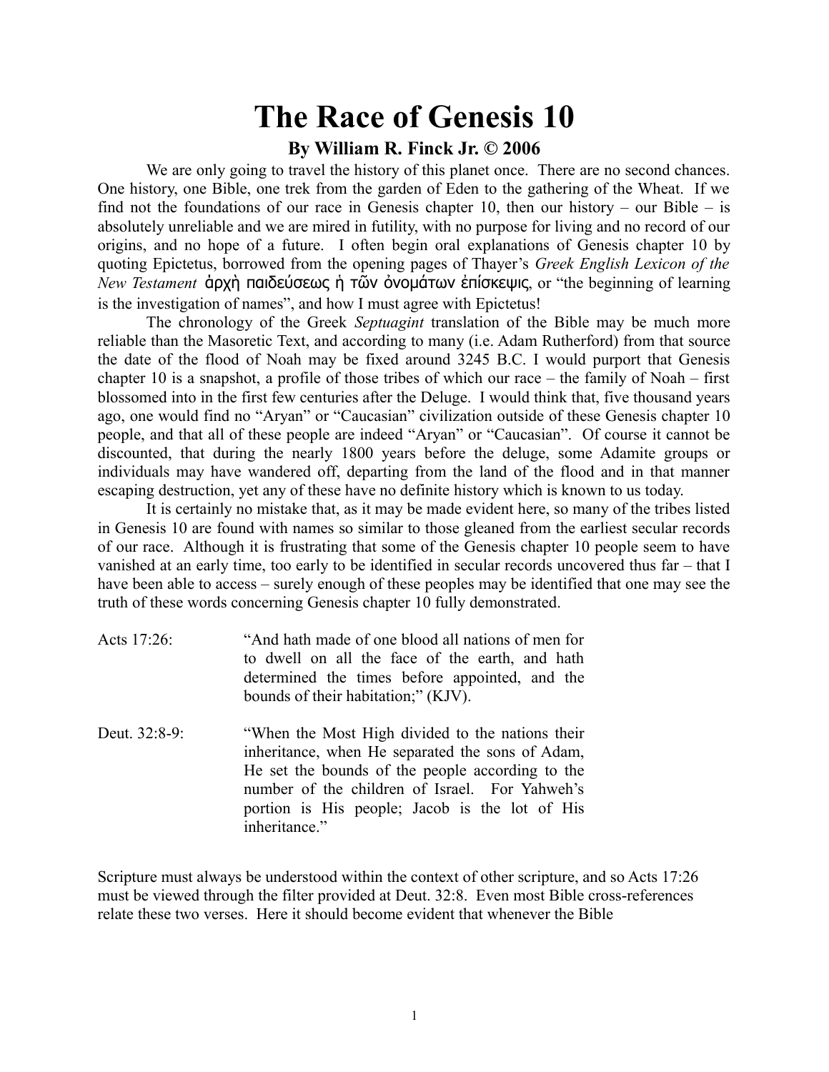# The Race of Genesis 10

### By William R. Finck Jr. © 2006

We are only going to travel the history of this planet once. There are no second chances. One history, one Bible, one trek from the garden of Eden to the gathering of the Wheat. If we find not the foundations of our race in Genesis chapter 10, then our history – our Bible – is absolutely unreliable and we are mired in futility, with no purpose for living and no record of our origins, and no hope of a future. I often begin oral explanations of Genesis chapter 10 by quoting Epictetus, borrowed from the opening pages of Thayer's *Greek English Lexicon of the New Testament* ἀρχὴ παιδεύσεως ἡ τῶν ὀνομάτων ἐπίσκεψις, or "the beginning of learning is the investigation of names", and how I must agree with Epictetus!

The chronology of the Greek *Septuagint* translation of the Bible may be much more reliable than the Masoretic Text, and according to many (i.e. Adam Rutherford) from that source the date of the flood of Noah may be fixed around 3245 B.C. I would purport that Genesis chapter 10 is a snapshot, a profile of those tribes of which our race – the family of Noah – first blossomed into in the first few centuries after the Deluge. I would think that, five thousand years ago, one would find no "Aryan" or "Caucasian" civilization outside of these Genesis chapter 10 people, and that all of these people are indeed "Aryan" or "Caucasian". Of course it cannot be discounted, that during the nearly 1800 years before the deluge, some Adamite groups or individuals may have wandered off, departing from the land of the flood and in that manner escaping destruction, yet any of these have no definite history which is known to us today.

It is certainly no mistake that, as it may be made evident here, so many of the tribes listed in Genesis 10 are found with names so similar to those gleaned from the earliest secular records of our race. Although it is frustrating that some of the Genesis chapter 10 people seem to have vanished at an early time, too early to be identified in secular records uncovered thus far – that I have been able to access – surely enough of these peoples may be identified that one may see the truth of these words concerning Genesis chapter 10 fully demonstrated.

Acts 17:26: "And hath made of one blood all nations of men for to dwell on all the face of the earth, and hath determined the times before appointed, and the bounds of their habitation;" (KJV).

Deut. 32:8-9: "When the Most High divided to the nations their inheritance, when He separated the sons of Adam, He set the bounds of the people according to the number of the children of Israel. For Yahweh's portion is His people; Jacob is the lot of His inheritance."

Scripture must always be understood within the context of other scripture, and so Acts 17:26 must be viewed through the filter provided at Deut. 32:8. Even most Bible cross-references relate these two verses. Here it should become evident that whenever the Bible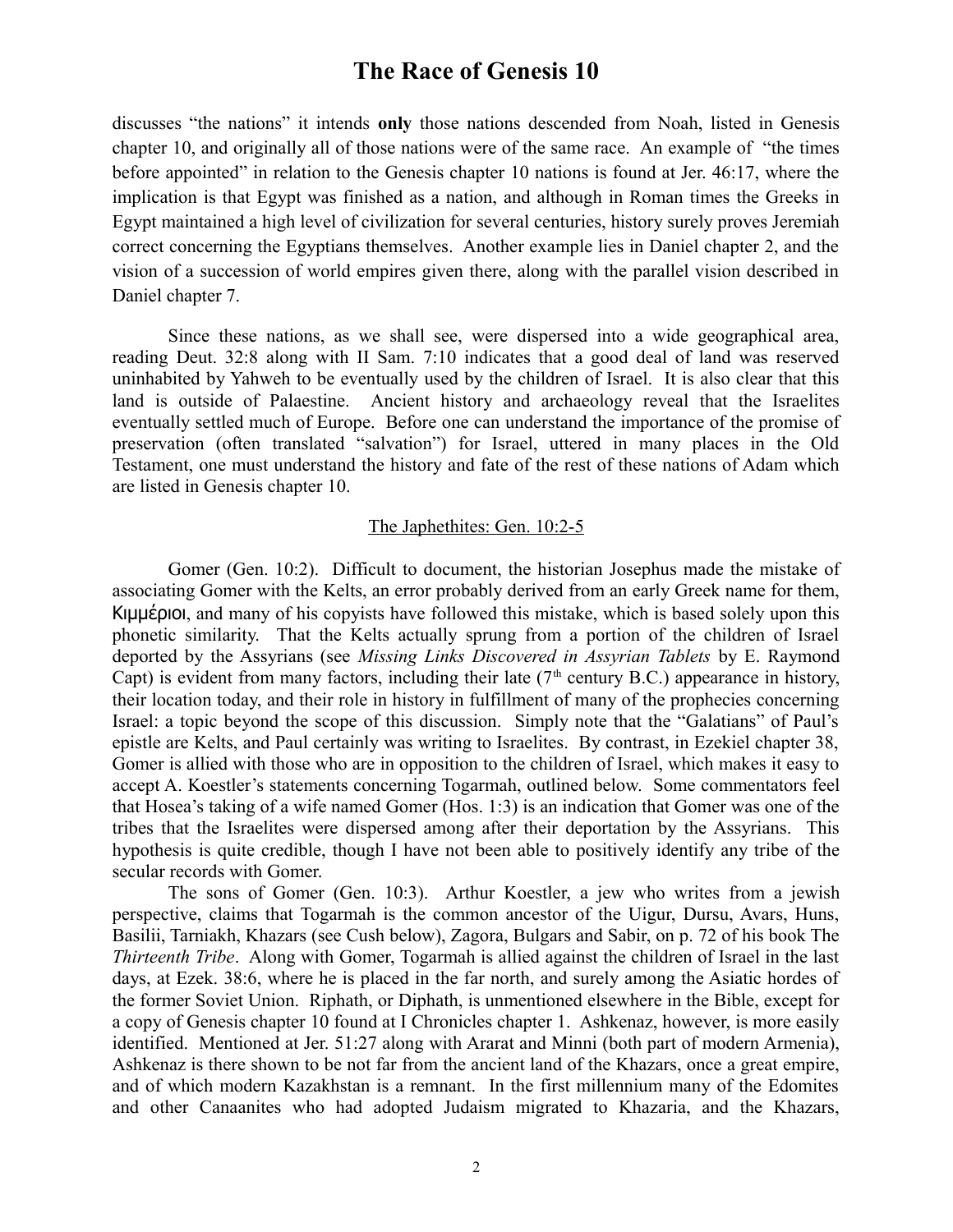discusses "the nations" it intends **only** those nations descended from Noah, listed in Genesis chapter 10, and originally all of those nations were of the same race. An example of "the times before appointed" in relation to the Genesis chapter 10 nations is found at Jer. 46:17, where the implication is that Egypt was finished as a nation, and although in Roman times the Greeks in Egypt maintained a high level of civilization for several centuries, history surely proves Jeremiah correct concerning the Egyptians themselves. Another example lies in Daniel chapter 2, and the vision of a succession of world empires given there, along with the parallel vision described in Daniel chapter 7.

Since these nations, as we shall see, were dispersed into a wide geographical area, reading Deut. 32:8 along with II Sam. 7:10 indicates that a good deal of land was reserved uninhabited by Yahweh to be eventually used by the children of Israel. It is also clear that this land is outside of Palaestine. Ancient history and archaeology reveal that the Israelites eventually settled much of Europe. Before one can understand the importance of the promise of preservation (often translated "salvation") for Israel, uttered in many places in the Old Testament, one must understand the history and fate of the rest of these nations of Adam which are listed in Genesis chapter 10.

<u>The Japhethites: Gen. 10:2-5</u>

Gomer (Gen. 10:2). Difficult to document, the historian Josephus made the mistake of associating Gomer with the Kelts, an error probably derived from an early Greek name for them, Κιμμέριοι, and many of his copyists have followed this mistake, which is based solely upon this phonetic similarity. That the Kelts actually sprung from a portion of the children of Israel deported by the Assyrians (see *Missing Links Discovered in Assyrian Tablets* by E. Raymond Capt) is evident from many factors, including their late (7th century B.C.) appearance in history, their location today, and their role in history in fulfillment of many of the prophecies concerning Israel: a topic beyond the scope of this discussion. Simply note that the "Galatians" of Paul's epistle are Kelts, and Paul certainly was writing to Israelites. By contrast, in Ezekiel chapter 38, Gomer is allied with those who are in opposition to the children of Israel, which makes it easy to accept A. Koestler's statements concerning Togarmah, outlined below. Some commentators feel that Hosea's taking of a wife named Gomer (Hos. 1:3) is an indication that Gomer was one of the tribes that the Israelites were dispersed among after their deportation by the Assyrians. This hypothesis is quite credible, though I have not been able to positively identify any tribe of the secular records with Gomer.

The sons of Gomer (Gen. 10:3). Arthur Koestler, a jew who writes from a jewish perspective, claims that Togarmah is the common ancestor of the Uigur, Dursu, Avars, Huns, Basilii, Tarniakh, Khazars (see Cush below), Zagora, Bulgars and Sabir, on p. 72 of his book The *Thirteenth Tribe*. Along with Gomer, Togarmah is allied against the children of Israel in the last days, at Ezek. 38:6, where he is placed in the far north, and surely among the Asiatic hordes of the former Soviet Union. Riphath, or Diphath, is unmentioned elsewhere in the Bible, except for a copy of Genesis chapter 10 found at I Chronicles chapter 1. Ashkenaz, however, is more easily identified. Mentioned at Jer. 51:27 along with Ararat and Minni (both part of modern Armenia), Ashkenaz is there shown to be not far from the ancient land of the Khazars, once a great empire, and of which modern Kazakhstan is a remnant. In the first millennium many of the Edomites and other Canaanites who had adopted Judaism migrated to Khazaria, and the Khazars,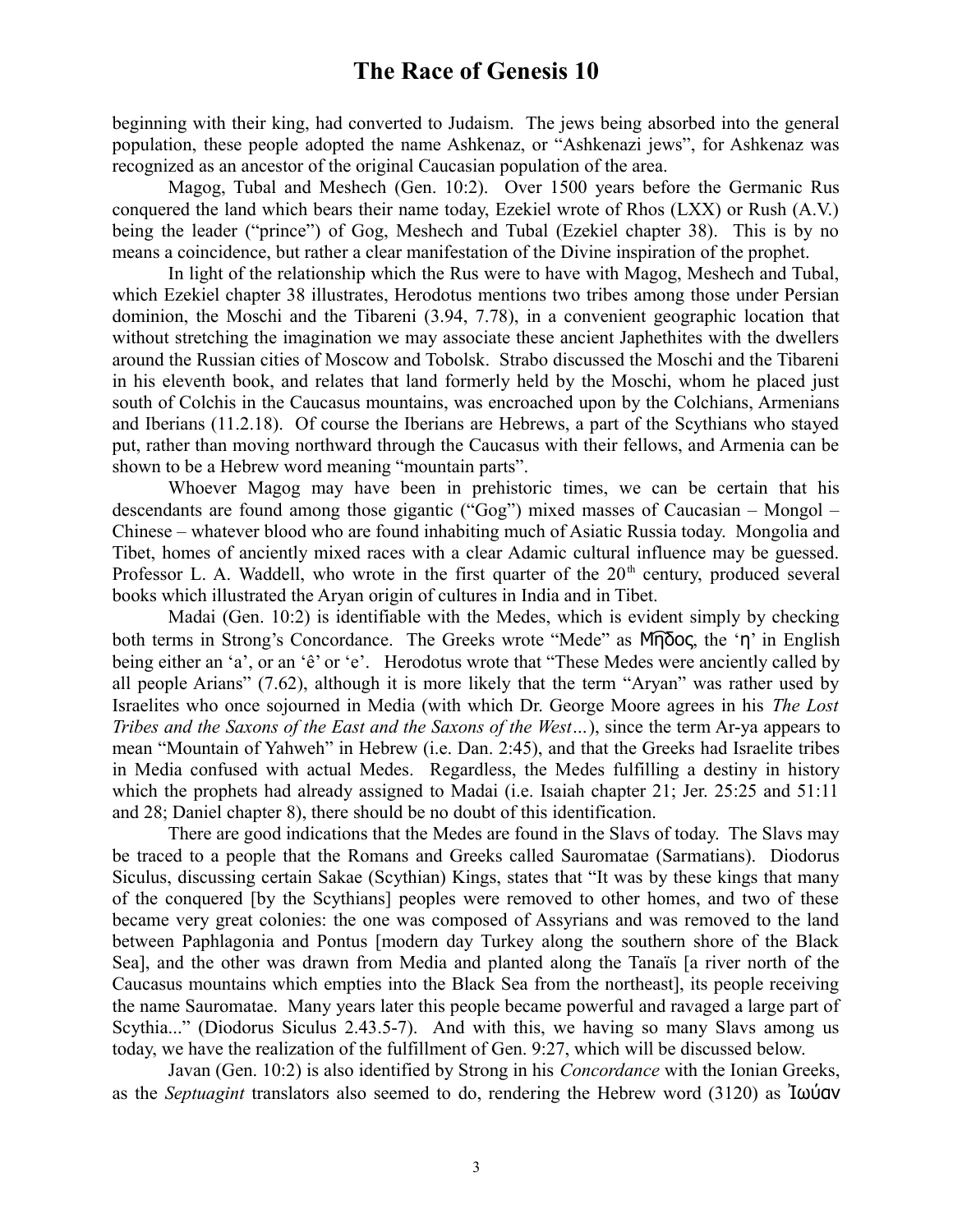beginning with their king, had converted to Judaism. The jews being absorbed into the general population, these people adopted the name Ashkenaz, or "Ashkenazi jews", for Ashkenaz was recognized as an ancestor of the original Caucasian population of the area.

Magog, Tubal and Meshech (Gen. 10:2). Over 1500 years before the Germanic Rus conquered the land which bears their name today, Ezekiel wrote of Rhos (LXX) or Rush (A.V.) being the leader ("prince") of Gog, Meshech and Tubal (Ezekiel chapter 38). This is by no means a coincidence, but rather a clear manifestation of the Divine inspiration of the prophet.

In light of the relationship which the Rus were to have with Magog, Meshech and Tubal, which Ezekiel chapter 38 illustrates, Herodotus mentions two tribes among those under Persian dominion, the Moschi and the Tibareni (3.94, 7.78), in a convenient geographic location that without stretching the imagination we may associate these ancient Japhethites with the dwellers around the Russian cities of Moscow and Tobolsk. Strabo discussed the Moschi and the Tibareni in his eleventh book, and relates that land formerly held by the Moschi, whom he placed just south of Colchis in the Caucasus mountains, was encroached upon by the Colchians, Armenians and Iberians (11.2.18). Of course the Iberians are Hebrews, a part of the Scythians who stayed put, rather than moving northward through the Caucasus with their fellows, and Armenia can be shown to be a Hebrew word meaning "mountain parts".

Whoever Magog may have been in prehistoric times, we can be certain that his descendants are found among those gigantic ("Gog") mixed masses of Caucasian – Mongol – Chinese – whatever blood who are found inhabiting much of Asiatic Russia today. Mongolia and Tibet, homes of anciently mixed races with a clear Adamic cultural influence may be guessed. Professor L. A. Waddell, who wrote in the first quarter of the 20th century, produced several books which illustrated the Aryan origin of cultures in India and in Tibet.

Madai (Gen. 10:2) is identifiable with the Medes, which is evident simply by checking both terms in Strong's Concordance. The Greeks wrote "Mede" as Μῆδος, the 'η' in English being either an 'a', or an 'ê' or 'e'. Herodotus wrote that "These Medes were anciently called by all people Arians" (7.62), although it is more likely that the term "Aryan" was rather used by Israelites who once sojourned in Media (with which Dr. George Moore agrees in his *The Lost Tribes and the Saxons of the East and the Saxons of the West…*), since the term Ar-ya appears to mean "Mountain of Yahweh" in Hebrew (i.e. Dan. 2:45), and that the Greeks had Israelite tribes in Media confused with actual Medes. Regardless, the Medes fulfilling a destiny in history which the prophets had already assigned to Madai (i.e. Isaiah chapter 21; Jer. 25:25 and 51:11 and 28; Daniel chapter 8), there should be no doubt of this identification.

There are good indications that the Medes are found in the Slavs of today. The Slavs may be traced to a people that the Romans and Greeks called Sauromatae (Sarmatians). Diodorus Siculus, discussing certain Sakae (Scythian) Kings, states that "It was by these kings that many of the conquered [by the Scythians] peoples were removed to other homes, and two of these became very great colonies: the one was composed of Assyrians and was removed to the land between Paphlagonia and Pontus [modern day Turkey along the southern shore of the Black Sea], and the other was drawn from Media and planted along the Tanaïs [a river north of the Caucasus mountains which empties into the Black Sea from the northeast], its people receiving the name Sauromatae. Many years later this people became powerful and ravaged a large part of Scythia..." (Diodorus Siculus 2.43.5-7). And with this, we having so many Slavs among us today, we have the realization of the fulfillment of Gen. 9:27, which will be discussed below.

Javan (Gen. 10:2) is also identified by Strong in his *Concordance* with the Ionian Greeks, as the *Septuagint* translators also seemed to do, rendering the Hebrew word (3120) as Ἰωύαν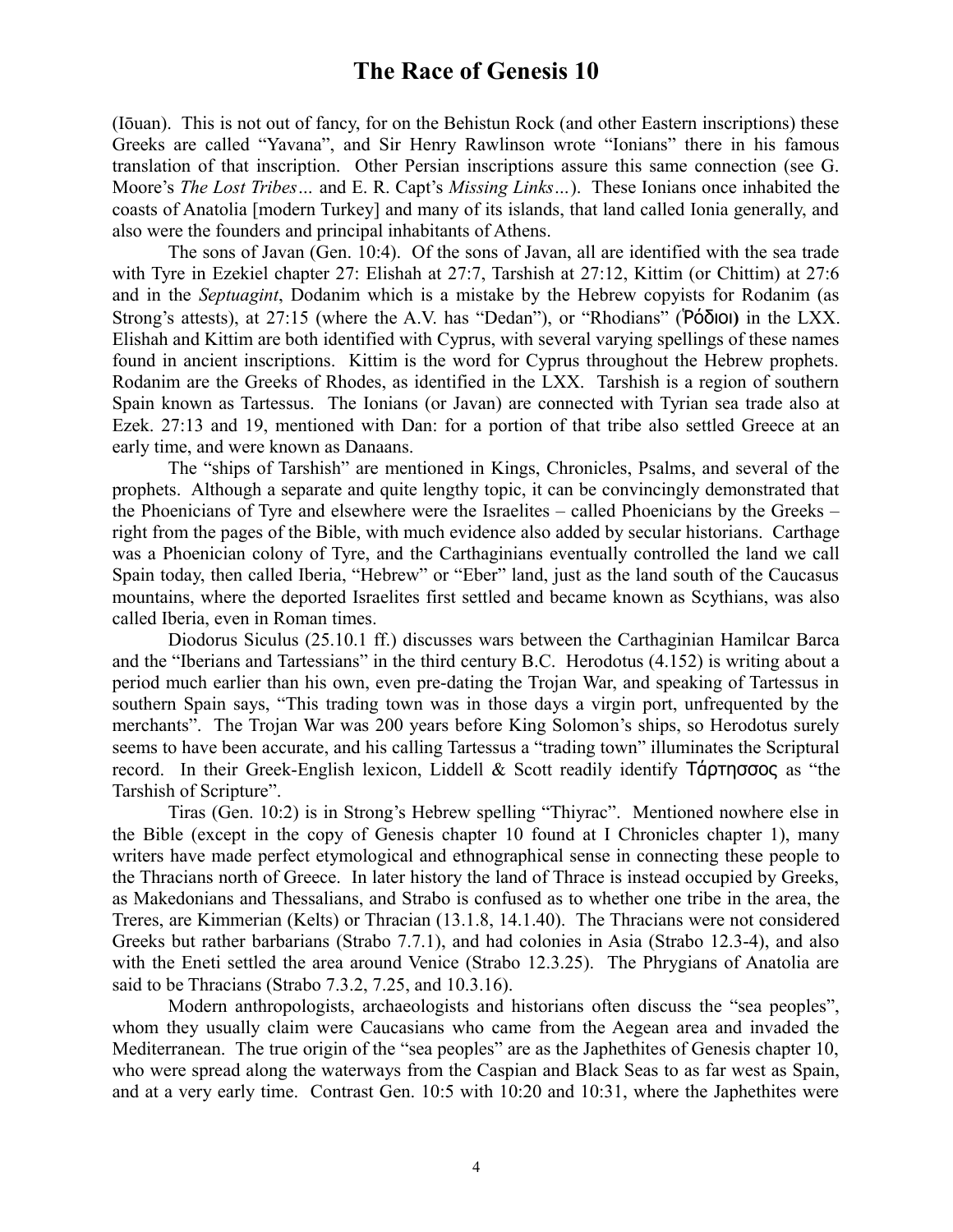(Iōuan). This is not out of fancy, for on the Behistun Rock (and other Eastern inscriptions) these Greeks are called "Yavana", and Sir Henry Rawlinson wrote "Ionians" there in his famous translation of that inscription. Other Persian inscriptions assure this same connection (see G. Moore's *The Lost Tribes…* and E. R. Capt's *Missing Links…*). These Ionians once inhabited the coasts of Anatolia [modern Turkey] and many of its islands, that land called Ionia generally, and also were the founders and principal inhabitants of Athens.

The sons of Javan (Gen. 10:4). Of the sons of Javan, all are identified with the sea trade with Tyre in Ezekiel chapter 27: Elishah at 27:7, Tarshish at 27:12, Kittim (or Chittim) at 27:6 and in the *Septuagint*, Dodanim which is a mistake by the Hebrew copyists for Rodanim (as Strong's attests), at 27:15 (where the A.V. has "Dedan"), or "Rhodians" (Ῥόδιοι) in the LXX. Elishah and Kittim are both identified with Cyprus, with several varying spellings of these names found in ancient inscriptions. Kittim is the word for Cyprus throughout the Hebrew prophets. Rodanim are the Greeks of Rhodes, as identified in the LXX. Tarshish is a region of southern Spain known as Tartessus. The Ionians (or Javan) are connected with Tyrian sea trade also at Ezek. 27:13 and 19, mentioned with Dan: for a portion of that tribe also settled Greece at an early time, and were known as Danaans.

The "ships of Tarshish" are mentioned in Kings, Chronicles, Psalms, and several of the prophets. Although a separate and quite lengthy topic, it can be convincingly demonstrated that the Phoenicians of Tyre and elsewhere were the Israelites – called Phoenicians by the Greeks – right from the pages of the Bible, with much evidence also added by secular historians. Carthage was a Phoenician colony of Tyre, and the Carthaginians eventually controlled the land we call Spain today, then called Iberia, "Hebrew" or "Eber" land, just as the land south of the Caucasus mountains, where the deported Israelites first settled and became known as Scythians, was also called Iberia, even in Roman times.

Diodorus Siculus (25.10.1 ff.) discusses wars between the Carthaginian Hamilcar Barca and the "Iberians and Tartessians" in the third century B.C. Herodotus (4.152) is writing about a period much earlier than his own, even pre-dating the Trojan War, and speaking of Tartessus in southern Spain says, "This trading town was in those days a virgin port, unfrequented by the merchants". The Trojan War was 200 years before King Solomon's ships, so Herodotus surely seems to have been accurate, and his calling Tartessus a "trading town" illuminates the Scriptural record. In their Greek-English lexicon, Liddell & Scott readily identify Τάρτησσος as "the Tarshish of Scripture".

Tiras (Gen. 10:2) is in Strong's Hebrew spelling "Thiyrac". Mentioned nowhere else in the Bible (except in the copy of Genesis chapter 10 found at I Chronicles chapter 1), many writers have made perfect etymological and ethnographical sense in connecting these people to the Thracians north of Greece. In later history the land of Thrace is instead occupied by Greeks, as Makedonians and Thessalians, and Strabo is confused as to whether one tribe in the area, the Treres, are Kimmerian (Kelts) or Thracian (13.1.8, 14.1.40). The Thracians were not considered Greeks but rather barbarians (Strabo 7.7.1), and had colonies in Asia (Strabo 12.3-4), and also with the Eneti settled the area around Venice (Strabo 12.3.25). The Phrygians of Anatolia are said to be Thracians (Strabo 7.3.2, 7.25, and 10.3.16).

Modern anthropologists, archaeologists and historians often discuss the "sea peoples", whom they usually claim were Caucasians who came from the Aegean area and invaded the Mediterranean. The true origin of the "sea peoples" are as the Japhethites of Genesis chapter 10, who were spread along the waterways from the Caspian and Black Seas to as far west as Spain, and at a very early time. Contrast Gen. 10:5 with 10:20 and 10:31, where the Japhethites were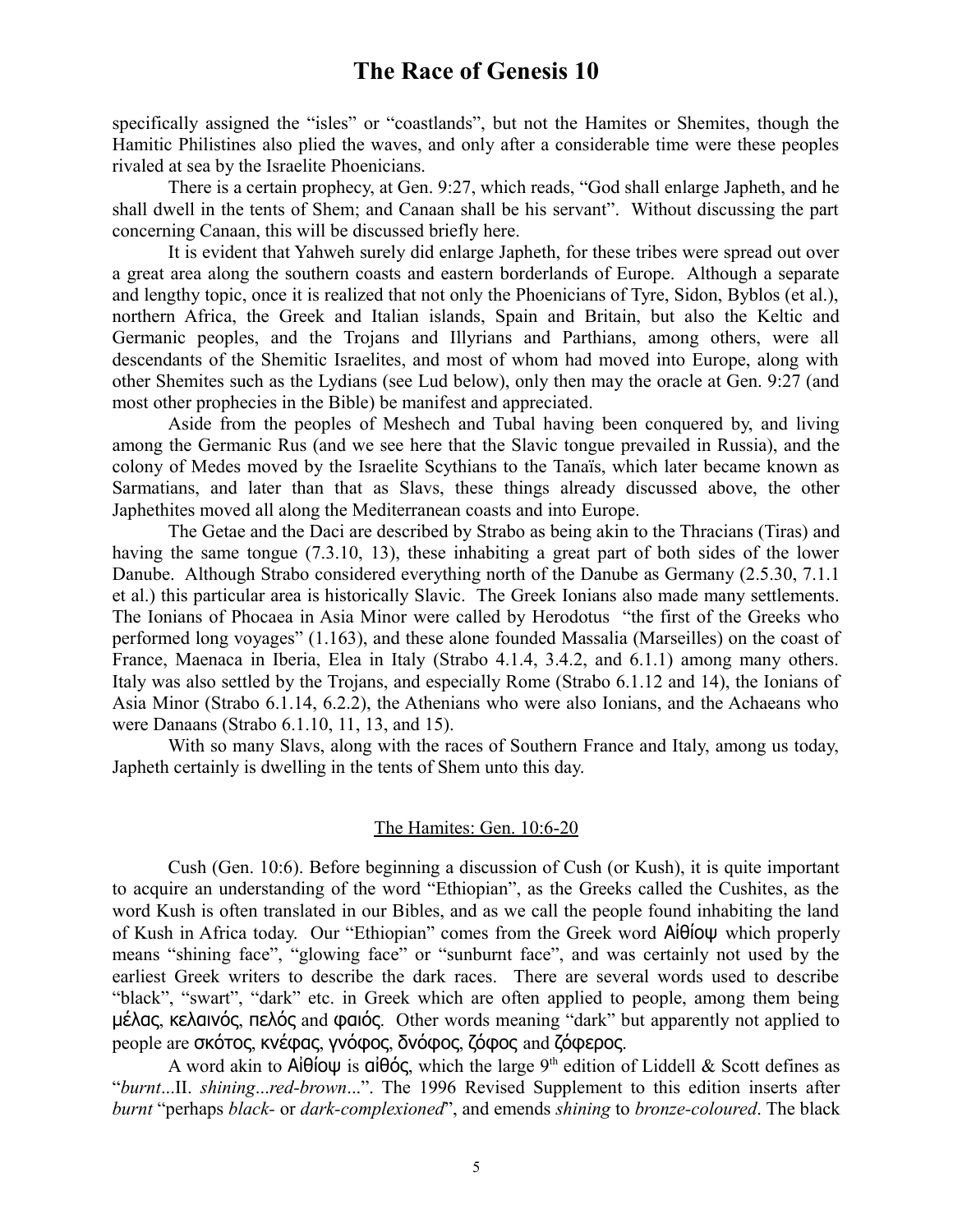specifically assigned the "isles" or "coastlands", but not the Hamites or Shemites, though the Hamitic Philistines also plied the waves, and only after a considerable time were these peoples rivaled at sea by the Israelite Phoenicians.

There is a certain prophecy, at Gen. 9:27, which reads, "God shall enlarge Japheth, and he shall dwell in the tents of Shem; and Canaan shall be his servant". Without discussing the part concerning Canaan, this will be discussed briefly here.

It is evident that Yahweh surely did enlarge Japheth, for these tribes were spread out over a great area along the southern coasts and eastern borderlands of Europe. Although a separate and lengthy topic, once it is realized that not only the Phoenicians of Tyre, Sidon, Byblos (et al.), northern Africa, the Greek and Italian islands, Spain and Britain, but also the Keltic and Germanic peoples, and the Trojans and Illyrians and Parthians, among others, were all descendants of the Shemitic Israelites, and most of whom had moved into Europe, along with other Shemites such as the Lydians (see Lud below), only then may the oracle at Gen. 9:27 (and most other prophecies in the Bible) be manifest and appreciated.

Aside from the peoples of Meshech and Tubal having been conquered by, and living among the Germanic Rus (and we see here that the Slavic tongue prevailed in Russia), and the colony of Medes moved by the Israelite Scythians to the Tanaïs, which later became known as Sarmatians, and later than that as Slavs, these things already discussed above, the other Japhethites moved all along the Mediterranean coasts and into Europe.

The Getae and the Daci are described by Strabo as being akin to the Thracians (Tiras) and having the same tongue (7.3.10, 13), these inhabiting a great part of both sides of the lower Danube. Although Strabo considered everything north of the Danube as Germany (2.5.30, 7.1.1 et al.) this particular area is historically Slavic. The Greek Ionians also made many settlements. The Ionians of Phocaea in Asia Minor were called by Herodotus "the first of the Greeks who performed long voyages" (1.163), and these alone founded Massalia (Marseilles) on the coast of France, Maenaca in Iberia, Elea in Italy (Strabo 4.1.4, 3.4.2, and 6.1.1) among many others. Italy was also settled by the Trojans, and especially Rome (Strabo 6.1.12 and 14), the Ionians of Asia Minor (Strabo 6.1.14, 6.2.2), the Athenians who were also Ionians, and the Achaeans who were Danaans (Strabo 6.1.10, 11, 13, and 15).

With so many Slavs, along with the races of Southern France and Italy, among us today, Japheth certainly is dwelling in the tents of Shem unto this day.

## The Hamites: Gen. 10:6-20

Cush (Gen. 10:6). Before beginning a discussion of Cush (or Kush), it is quite important to acquire an understanding of the word "Ethiopian", as the Greeks called the Cushites, as the word Kush is often translated in our Bibles, and as we call the people found inhabiting the land of Kush in Africa today. Our "Ethiopian" comes from the Greek word Αἰθίοψ which properly means "shining face", "glowing face" or "sunburnt face", and was certainly not used by the earliest Greek writers to describe the dark races. There are several words used to describe "black", "swart", "dark" etc. in Greek which are often applied to people, among them being μέλας, κελαινός, πελός and φαιός. Other words meaning "dark" but apparently not applied to people are σκότος, κνέφας, γνόφος, δνόφος, ζόφος and ζόφερος.

A word akin to Αἰθίοψ is αἰθός, which the large 9th edition of Liddell & Scott defines as "*burnt*...II. *shining*...*red-brown*...". The 1996 Revised Supplement to this edition inserts after *burnt* "perhaps *black-* or *dark-complexioned*", and emends *shining* to *bronze-coloured*. The black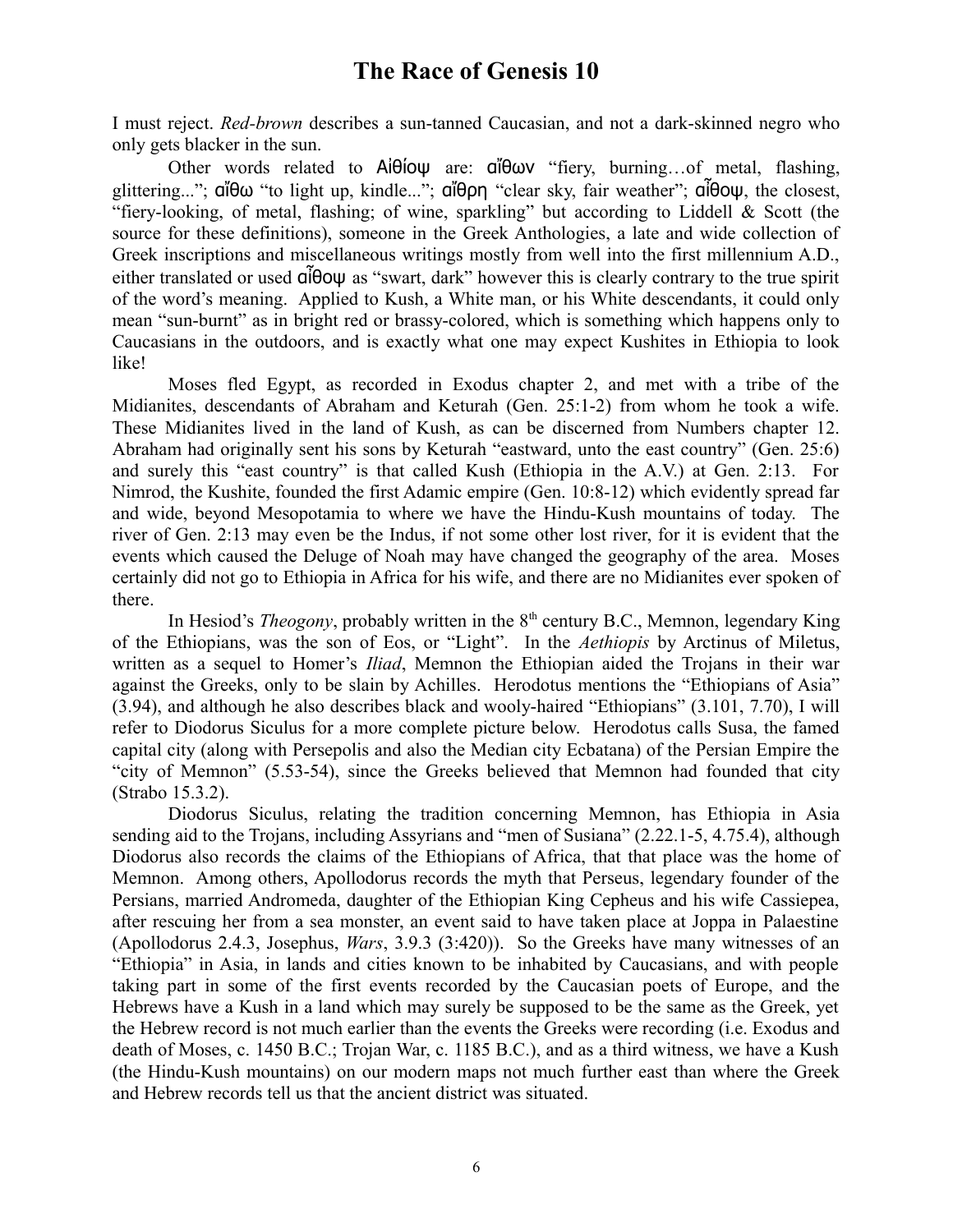I must reject. *Red-brown* describes a sun-tanned Caucasian, and not a dark-skinned negro who only gets blacker in the sun.

Other words related to Αἰθίοψ are: αἴθων "fiery, burning…of metal, flashing, glittering..."; αἴθω "to light up, kindle..."; αἴθρη "clear sky, fair weather"; αἶθοψ, the closest, "fiery-looking, of metal, flashing; of wine, sparkling" but according to Liddell & Scott (the source for these definitions), someone in the Greek Anthologies, a late and wide collection of Greek inscriptions and miscellaneous writings mostly from well into the first millennium A.D., either translated or used αἶθοψ as "swart, dark" however this is clearly contrary to the true spirit of the word's meaning. Applied to Kush, a White man, or his White descendants, it could only mean "sun-burnt" as in bright red or brassy-colored, which is something which happens only to Caucasians in the outdoors, and is exactly what one may expect Kushites in Ethiopia to look like!

Moses fled Egypt, as recorded in Exodus chapter 2, and met with a tribe of the Midianites, descendants of Abraham and Keturah (Gen. 25:1-2) from whom he took a wife. These Midianites lived in the land of Kush, as can be discerned from Numbers chapter 12. Abraham had originally sent his sons by Keturah "eastward, unto the east country" (Gen. 25:6) and surely this "east country" is that called Kush (Ethiopia in the A.V.) at Gen. 2:13. For Nimrod, the Kushite, founded the first Adamic empire (Gen. 10:8-12) which evidently spread far and wide, beyond Mesopotamia to where we have the Hindu-Kush mountains of today. The river of Gen. 2:13 may even be the Indus, if not some other lost river, for it is evident that the events which caused the Deluge of Noah may have changed the geography of the area. Moses certainly did not go to Ethiopia in Africa for his wife, and there are no Midianites ever spoken of there.

In Hesiod's *Theogony*, probably written in the 8th century B.C., Memnon, legendary King of the Ethiopians, was the son of Eos, or "Light". In the *Aethiopis* by Arctinus of Miletus, written as a sequel to Homer's *Iliad*, Memnon the Ethiopian aided the Trojans in their war against the Greeks, only to be slain by Achilles. Herodotus mentions the "Ethiopians of Asia" (3.94), and although he also describes black and wooly-haired "Ethiopians" (3.101, 7.70), I will refer to Diodorus Siculus for a more complete picture below. Herodotus calls Susa, the famed capital city (along with Persepolis and also the Median city Ecbatana) of the Persian Empire the "city of Memnon" (5.53-54), since the Greeks believed that Memnon had founded that city (Strabo 15.3.2).

Diodorus Siculus, relating the tradition concerning Memnon, has Ethiopia in Asia sending aid to the Trojans, including Assyrians and "men of Susiana" (2.22.1-5, 4.75.4), although Diodorus also records the claims of the Ethiopians of Africa, that that place was the home of Memnon. Among others, Apollodorus records the myth that Perseus, legendary founder of the Persians, married Andromeda, daughter of the Ethiopian King Cepheus and his wife Cassiepea, after rescuing her from a sea monster, an event said to have taken place at Joppa in Palaestine (Apollodorus 2.4.3, Josephus, *Wars*, 3.9.3 (3:420)). So the Greeks have many witnesses of an "Ethiopia" in Asia, in lands and cities known to be inhabited by Caucasians, and with people taking part in some of the first events recorded by the Caucasian poets of Europe, and the Hebrews have a Kush in a land which may surely be supposed to be the same as the Greek, yet the Hebrew record is not much earlier than the events the Greeks were recording (i.e. Exodus and death of Moses, c. 1450 B.C.; Trojan War, c. 1185 B.C.), and as a third witness, we have a Kush (the Hindu-Kush mountains) on our modern maps not much further east than where the Greek and Hebrew records tell us that the ancient district was situated.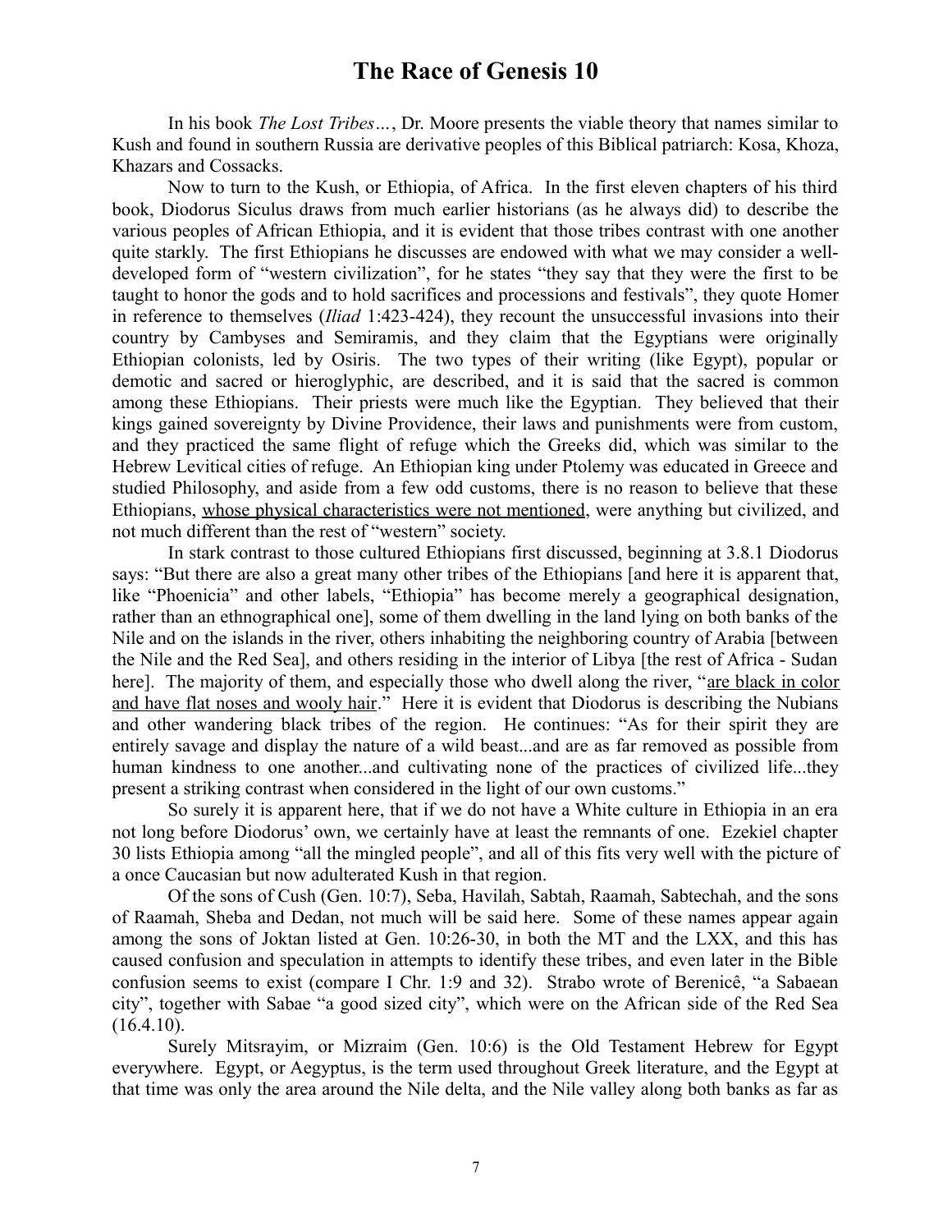# The Race of Genesis 10

In his book *The Lost Tribes…*, Dr. Moore presents the viable theory that names similar to Kush and found in southern Russia are derivative peoples of this Biblical patriarch: Kosa, Khoza, Khazars and Cossacks.

Now to turn to the Kush, or Ethiopia, of Africa. In the first eleven chapters of his third book, Diodorus Siculus draws from much earlier historians (as he always did) to describe the various peoples of African Ethiopia, and it is evident that those tribes contrast with one another quite starkly. The first Ethiopians he discusses are endowed with what we may consider a well-developed form of "western civilization", for he states "they say that they were the first to be taught to honor the gods and to hold sacrifices and processions and festivals", they quote Homer in reference to themselves (*Iliad* 1:423-424), they recount the unsuccessful invasions into their country by Cambyses and Semiramis, and they claim that the Egyptians were originally Ethiopian colonists, led by Osiris. The two types of their writing (like Egypt), popular or demotic and sacred or hieroglyphic, are described, and it is said that the sacred is common among these Ethiopians. Their priests were much like the Egyptian. They believed that their kings gained sovereignty by Divine Providence, their laws and punishments were from custom, and they practiced the same flight of refuge which the Greeks did, which was similar to the Hebrew Levitical cities of refuge. An Ethiopian king under Ptolemy was educated in Greece and studied Philosophy, and aside from a few odd customs, there is no reason to believe that these Ethiopians, <u>whose physical characteristics were not mentioned</u>, were anything but civilized, and not much different than the rest of "western" society.

In stark contrast to those cultured Ethiopians first discussed, beginning at 3.8.1 Diodorus says: "But there are also a great many other tribes of the Ethiopians [and here it is apparent that, like "Phoenicia" and other labels, "Ethiopia" has become merely a geographical designation, rather than an ethnographical one], some of them dwelling in the land lying on both banks of the Nile and on the islands in the river, others inhabiting the neighboring country of Arabia [between the Nile and the Red Sea], and others residing in the interior of Libya [the rest of Africa - Sudan here]. The majority of them, and especially those who dwell along the river, "<u>are black in color and have flat noses and wooly hair</u>." Here it is evident that Diodorus is describing the Nubians and other wandering black tribes of the region. He continues: "As for their spirit they are entirely savage and display the nature of a wild beast...and are as far removed as possible from human kindness to one another...and cultivating none of the practices of civilized life...they present a striking contrast when considered in the light of our own customs."

So surely it is apparent here, that if we do not have a White culture in Ethiopia in an era not long before Diodorus' own, we certainly have at least the remnants of one. Ezekiel chapter 30 lists Ethiopia among "all the mingled people", and all of this fits very well with the picture of a once Caucasian but now adulterated Kush in that region.

Of the sons of Cush (Gen. 10:7), Seba, Havilah, Sabtah, Raamah, Sabtechah, and the sons of Raamah, Sheba and Dedan, not much will be said here. Some of these names appear again among the sons of Joktan listed at Gen. 10:26-30, in both the MT and the LXX, and this has caused confusion and speculation in attempts to identify these tribes, and even later in the Bible confusion seems to exist (compare I Chr. 1:9 and 32). Strabo wrote of Berenicê, "a Sabaean city", together with Sabae "a good sized city", which were on the African side of the Red Sea (16.4.10).

Surely Mitsrayim, or Mizraim (Gen. 10:6) is the Old Testament Hebrew for Egypt everywhere. Egypt, or Aegyptus, is the term used throughout Greek literature, and the Egypt at that time was only the area around the Nile delta, and the Nile valley along both banks as far as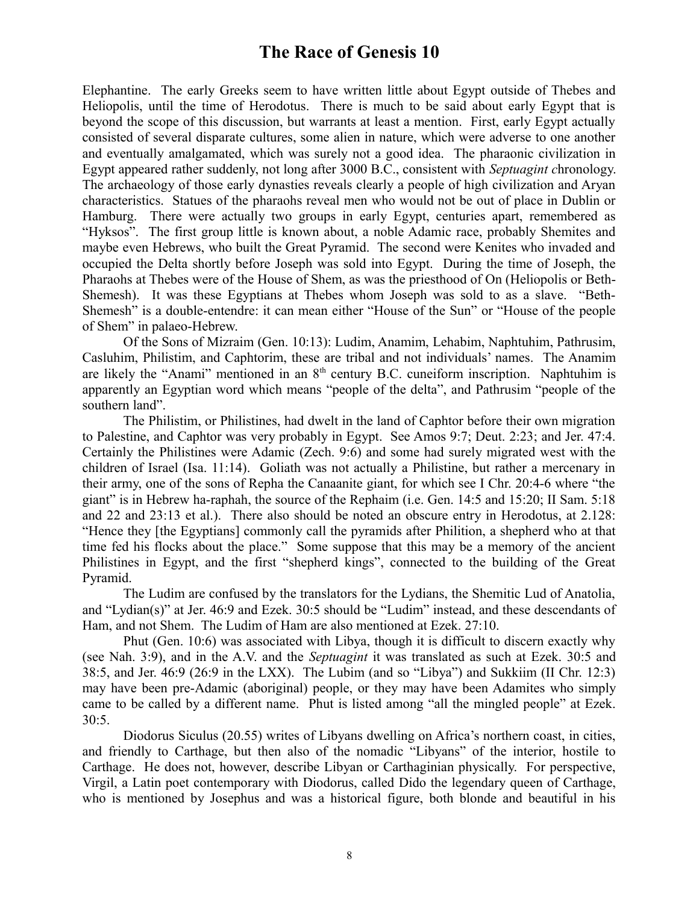Elephantine. The early Greeks seem to have written little about Egypt outside of Thebes and Heliopolis, until the time of Herodotus. There is much to be said about early Egypt that is beyond the scope of this discussion, but warrants at least a mention. First, early Egypt actually consisted of several disparate cultures, some alien in nature, which were adverse to one another and eventually amalgamated, which was surely not a good idea. The pharaonic civilization in Egypt appeared rather suddenly, not long after 3000 B.C., consistent with *Septuagint c*hronology. The archaeology of those early dynasties reveals clearly a people of high civilization and Aryan characteristics. Statues of the pharaohs reveal men who would not be out of place in Dublin or Hamburg. There were actually two groups in early Egypt, centuries apart, remembered as "Hyksos". The first group little is known about, a noble Adamic race, probably Shemites and maybe even Hebrews, who built the Great Pyramid. The second were Kenites who invaded and occupied the Delta shortly before Joseph was sold into Egypt. During the time of Joseph, the Pharaohs at Thebes were of the House of Shem, as was the priesthood of On (Heliopolis or Beth-Shemesh). It was these Egyptians at Thebes whom Joseph was sold to as a slave. "Beth-Shemesh" is a double-entendre: it can mean either "House of the Sun" or "House of the people of Shem" in palaeo-Hebrew.

Of the Sons of Mizraim (Gen. 10:13): Ludim, Anamim, Lehabim, Naphtuhim, Pathrusim, Casluhim, Philistim, and Caphtorim, these are tribal and not individuals' names. The Anamim are likely the "Anami" mentioned in an 8th century B.C. cuneiform inscription. Naphtuhim is apparently an Egyptian word which means "people of the delta", and Pathrusim "people of the southern land".

The Philistim, or Philistines, had dwelt in the land of Caphtor before their own migration to Palestine, and Caphtor was very probably in Egypt. See Amos 9:7; Deut. 2:23; and Jer. 47:4. Certainly the Philistines were Adamic (Zech. 9:6) and some had surely migrated west with the children of Israel (Isa. 11:14). Goliath was not actually a Philistine, but rather a mercenary in their army, one of the sons of Repha the Canaanite giant, for which see I Chr. 20:4-6 where "the giant" is in Hebrew ha-raphah, the source of the Rephaim (i.e. Gen. 14:5 and 15:20; II Sam. 5:18 and 22 and 23:13 et al.). There also should be noted an obscure entry in Herodotus, at 2.128: "Hence they [the Egyptians] commonly call the pyramids after Philition, a shepherd who at that time fed his flocks about the place." Some suppose that this may be a memory of the ancient Philistines in Egypt, and the first "shepherd kings", connected to the building of the Great Pyramid.

The Ludim are confused by the translators for the Lydians, the Shemitic Lud of Anatolia, and "Lydian(s)" at Jer. 46:9 and Ezek. 30:5 should be "Ludim" instead, and these descendants of Ham, and not Shem. The Ludim of Ham are also mentioned at Ezek. 27:10.

Phut (Gen. 10:6) was associated with Libya, though it is difficult to discern exactly why (see Nah. 3:9), and in the A.V. and the *Septuagint* it was translated as such at Ezek. 30:5 and 38:5, and Jer. 46:9 (26:9 in the LXX). The Lubim (and so "Libya") and Sukkiim (II Chr. 12:3) may have been pre-Adamic (aboriginal) people, or they may have been Adamites who simply came to be called by a different name. Phut is listed among "all the mingled people" at Ezek. 30:5.

Diodorus Siculus (20.55) writes of Libyans dwelling on Africa's northern coast, in cities, and friendly to Carthage, but then also of the nomadic "Libyans" of the interior, hostile to Carthage. He does not, however, describe Libyan or Carthaginian physically. For perspective, Virgil, a Latin poet contemporary with Diodorus, called Dido the legendary queen of Carthage, who is mentioned by Josephus and was a historical figure, both blonde and beautiful in his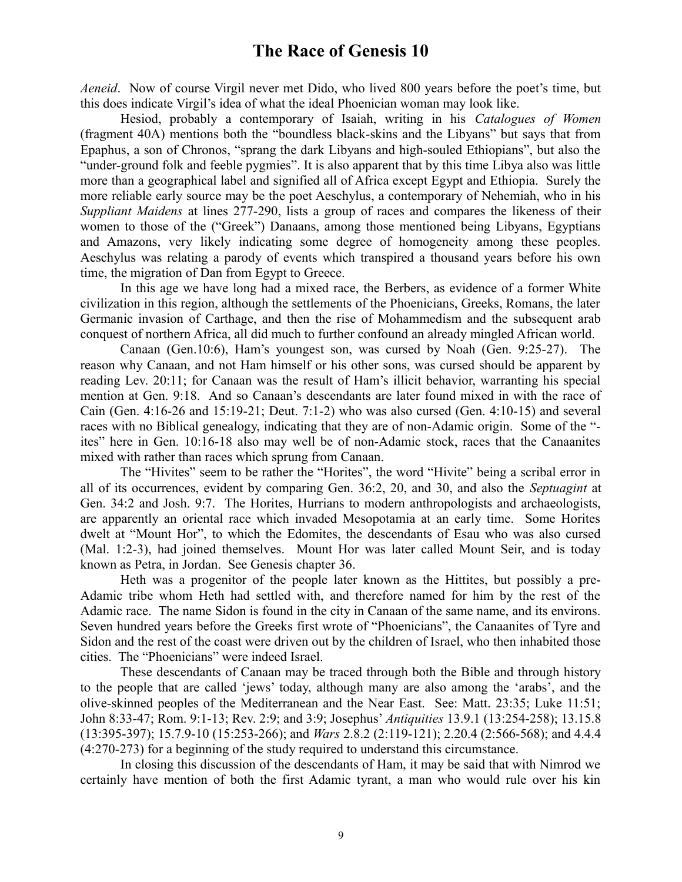*Aeneid*. Now of course Virgil never met Dido, who lived 800 years before the poet's time, but this does indicate Virgil's idea of what the ideal Phoenician woman may look like.

Hesiod, probably a contemporary of Isaiah, writing in his *Catalogues of Women* (fragment 40A) mentions both the "boundless black-skins and the Libyans" but says that from Epaphus, a son of Chronos, "sprang the dark Libyans and high-souled Ethiopians", but also the "under-ground folk and feeble pygmies". It is also apparent that by this time Libya also was little more than a geographical label and signified all of Africa except Egypt and Ethiopia. Surely the more reliable early source may be the poet Aeschylus, a contemporary of Nehemiah, who in his *Suppliant Maidens* at lines 277-290, lists a group of races and compares the likeness of their women to those of the ("Greek") Danaans, among those mentioned being Libyans, Egyptians and Amazons, very likely indicating some degree of homogeneity among these peoples. Aeschylus was relating a parody of events which transpired a thousand years before his own time, the migration of Dan from Egypt to Greece.

In this age we have long had a mixed race, the Berbers, as evidence of a former White civilization in this region, although the settlements of the Phoenicians, Greeks, Romans, the later Germanic invasion of Carthage, and then the rise of Mohammedism and the subsequent arab conquest of northern Africa, all did much to further confound an already mingled African world.

Canaan (Gen.10:6), Ham's youngest son, was cursed by Noah (Gen. 9:25-27). The reason why Canaan, and not Ham himself or his other sons, was cursed should be apparent by reading Lev. 20:11; for Canaan was the result of Ham's illicit behavior, warranting his special mention at Gen. 9:18. And so Canaan's descendants are later found mixed in with the race of Cain (Gen. 4:16-26 and 15:19-21; Deut. 7:1-2) who was also cursed (Gen. 4:10-15) and several races with no Biblical genealogy, indicating that they are of non-Adamic origin. Some of the "-ites" here in Gen. 10:16-18 also may well be of non-Adamic stock, races that the Canaanites mixed with rather than races which sprung from Canaan.

The "Hivites" seem to be rather the "Horites", the word "Hivite" being a scribal error in all of its occurrences, evident by comparing Gen. 36:2, 20, and 30, and also the *Septuagint* at Gen. 34:2 and Josh. 9:7. The Horites, Hurrians to modern anthropologists and archaeologists, are apparently an oriental race which invaded Mesopotamia at an early time. Some Horites dwelt at "Mount Hor", to which the Edomites, the descendants of Esau who was also cursed (Mal. 1:2-3), had joined themselves. Mount Hor was later called Mount Seir, and is today known as Petra, in Jordan. See Genesis chapter 36.

Heth was a progenitor of the people later known as the Hittites, but possibly a pre-Adamic tribe whom Heth had settled with, and therefore named for him by the rest of the Adamic race. The name Sidon is found in the city in Canaan of the same name, and its environs. Seven hundred years before the Greeks first wrote of "Phoenicians", the Canaanites of Tyre and Sidon and the rest of the coast were driven out by the children of Israel, who then inhabited those cities. The "Phoenicians" were indeed Israel.

These descendants of Canaan may be traced through both the Bible and through history to the people that are called 'jews' today, although many are also among the 'arabs', and the olive-skinned peoples of the Mediterranean and the Near East. See: Matt. 23:35; Luke 11:51; John 8:33-47; Rom. 9:1-13; Rev. 2:9; and 3:9; Josephus' *Antiquities* 13.9.1 (13:254-258); 13.15.8 (13:395-397); 15.7.9-10 (15:253-266); and *Wars* 2.8.2 (2:119-121); 2.20.4 (2:566-568); and 4.4.4 (4:270-273) for a beginning of the study required to understand this circumstance.

In closing this discussion of the descendants of Ham, it may be said that with Nimrod we certainly have mention of both the first Adamic tyrant, a man who would rule over his kin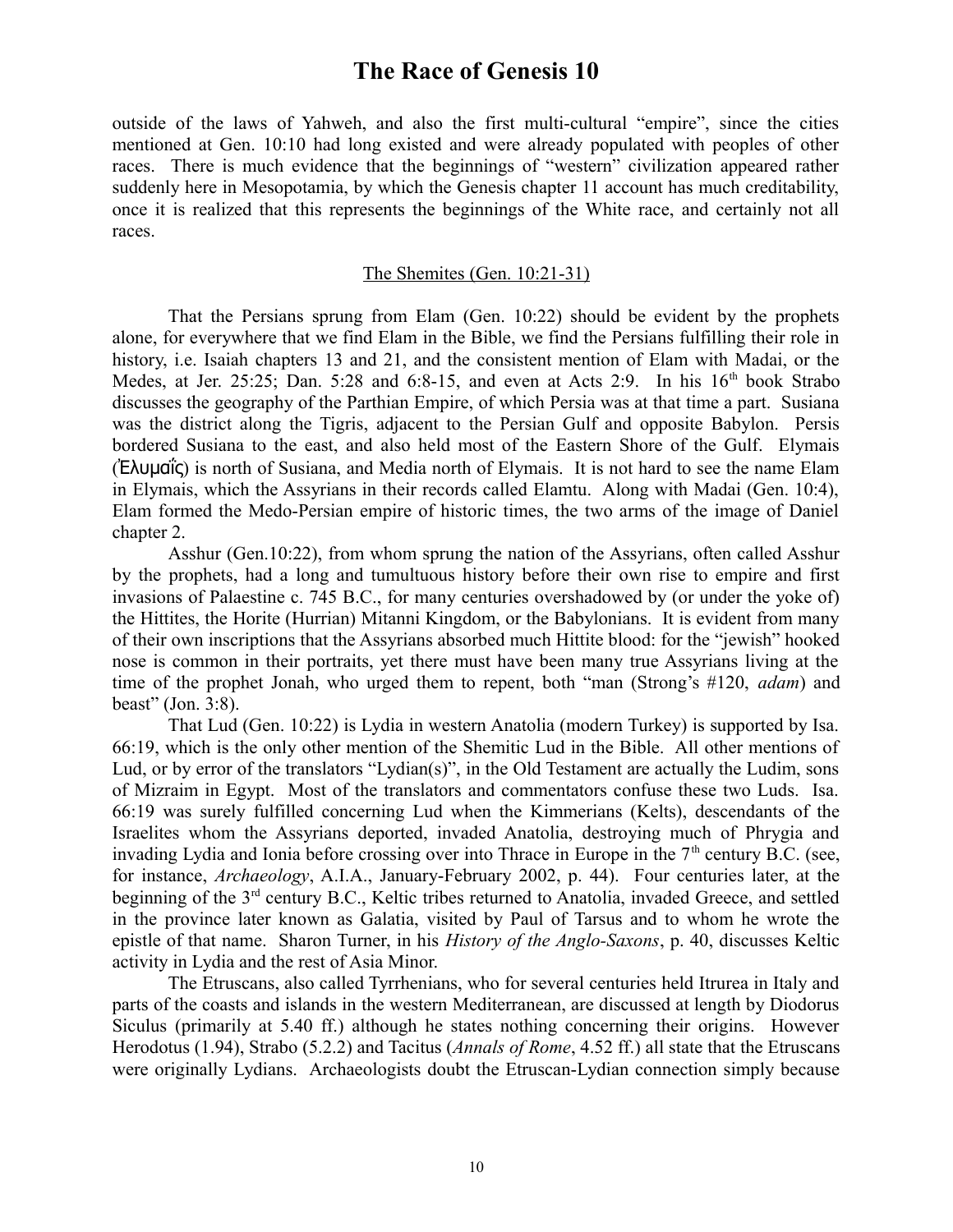outside of the laws of Yahweh, and also the first multi-cultural "empire", since the cities mentioned at Gen. 10:10 had long existed and were already populated with peoples of other races. There is much evidence that the beginnings of "western" civilization appeared rather suddenly here in Mesopotamia, by which the Genesis chapter 11 account has much creditability, once it is realized that this represents the beginnings of the White race, and certainly not all races.

## The Shemites (Gen. 10:21-31)

That the Persians sprung from Elam (Gen. 10:22) should be evident by the prophets alone, for everywhere that we find Elam in the Bible, we find the Persians fulfilling their role in history, i.e. Isaiah chapters 13 and 21, and the consistent mention of Elam with Madai, or the Medes, at Jer. 25:25; Dan. 5:28 and 6:8-15, and even at Acts 2:9. In his 16th book Strabo discusses the geography of the Parthian Empire, of which Persia was at that time a part. Susiana was the district along the Tigris, adjacent to the Persian Gulf and opposite Babylon. Persis bordered Susiana to the east, and also held most of the Eastern Shore of the Gulf. Elymais (Ἐλυμαΐς) is north of Susiana, and Media north of Elymais. It is not hard to see the name Elam in Elymais, which the Assyrians in their records called Elamtu. Along with Madai (Gen. 10:4), Elam formed the Medo-Persian empire of historic times, the two arms of the image of Daniel chapter 2.

Asshur (Gen.10:22), from whom sprung the nation of the Assyrians, often called Asshur by the prophets, had a long and tumultuous history before their own rise to empire and first invasions of Palaestine c. 745 B.C., for many centuries overshadowed by (or under the yoke of) the Hittites, the Horite (Hurrian) Mitanni Kingdom, or the Babylonians. It is evident from many of their own inscriptions that the Assyrians absorbed much Hittite blood: for the "jewish" hooked nose is common in their portraits, yet there must have been many true Assyrians living at the time of the prophet Jonah, who urged them to repent, both "man (Strong's #120, *adam*) and beast" (Jon. 3:8).

That Lud (Gen. 10:22) is Lydia in western Anatolia (modern Turkey) is supported by Isa. 66:19, which is the only other mention of the Shemitic Lud in the Bible. All other mentions of Lud, or by error of the translators "Lydian(s)", in the Old Testament are actually the Ludim, sons of Mizraim in Egypt. Most of the translators and commentators confuse these two Luds. Isa. 66:19 was surely fulfilled concerning Lud when the Kimmerians (Kelts), descendants of the Israelites whom the Assyrians deported, invaded Anatolia, destroying much of Phrygia and invading Lydia and Ionia before crossing over into Thrace in Europe in the 7th century B.C. (see, for instance, *Archaeology*, A.I.A., January-February 2002, p. 44). Four centuries later, at the beginning of the 3rd century B.C., Keltic tribes returned to Anatolia, invaded Greece, and settled in the province later known as Galatia, visited by Paul of Tarsus and to whom he wrote the epistle of that name. Sharon Turner, in his *History of the Anglo-Saxons*, p. 40, discusses Keltic activity in Lydia and the rest of Asia Minor.

The Etruscans, also called Tyrrhenians, who for several centuries held Itrurea in Italy and parts of the coasts and islands in the western Mediterranean, are discussed at length by Diodorus Siculus (primarily at 5.40 ff.) although he states nothing concerning their origins. However Herodotus (1.94), Strabo (5.2.2) and Tacitus (*Annals of Rome*, 4.52 ff.) all state that the Etruscans were originally Lydians. Archaeologists doubt the Etruscan-Lydian connection simply because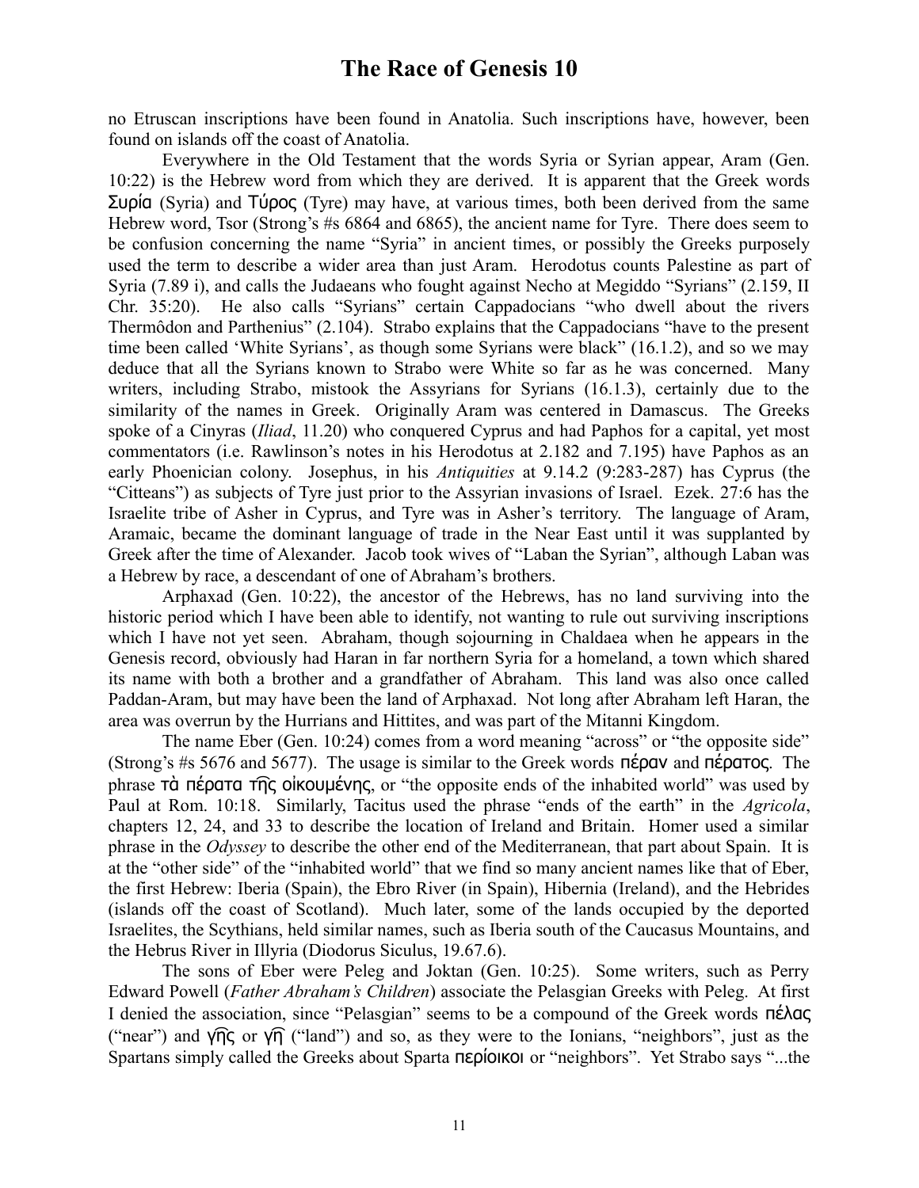no Etruscan inscriptions have been found in Anatolia. Such inscriptions have, however, been found on islands off the coast of Anatolia.

Everywhere in the Old Testament that the words Syria or Syrian appear, Aram (Gen. 10:22) is the Hebrew word from which they are derived. It is apparent that the Greek words Συρία (Syria) and Τύρος (Tyre) may have, at various times, both been derived from the same Hebrew word, Tsor (Strong's #s 6864 and 6865), the ancient name for Tyre. There does seem to be confusion concerning the name "Syria" in ancient times, or possibly the Greeks purposely used the term to describe a wider area than just Aram. Herodotus counts Palestine as part of Syria (7.89 i), and calls the Judaeans who fought against Necho at Megiddo "Syrians" (2.159, II Chr. 35:20). He also calls "Syrians" certain Cappadocians "who dwell about the rivers Thermôdon and Parthenius" (2.104). Strabo explains that the Cappadocians "have to the present time been called 'White Syrians', as though some Syrians were black" (16.1.2), and so we may deduce that all the Syrians known to Strabo were White so far as he was concerned. Many writers, including Strabo, mistook the Assyrians for Syrians (16.1.3), certainly due to the similarity of the names in Greek. Originally Aram was centered in Damascus. The Greeks spoke of a Cinyras (*Iliad*, 11.20) who conquered Cyprus and had Paphos for a capital, yet most commentators (i.e. Rawlinson's notes in his Herodotus at 2.182 and 7.195) have Paphos as an early Phoenician colony. Josephus, in his *Antiquities* at 9.14.2 (9:283-287) has Cyprus (the "Citteans") as subjects of Tyre just prior to the Assyrian invasions of Israel. Ezek. 27:6 has the Israelite tribe of Asher in Cyprus, and Tyre was in Asher's territory. The language of Aram, Aramaic, became the dominant language of trade in the Near East until it was supplanted by Greek after the time of Alexander. Jacob took wives of "Laban the Syrian", although Laban was a Hebrew by race, a descendant of one of Abraham's brothers.

Arphaxad (Gen. 10:22), the ancestor of the Hebrews, has no land surviving into the historic period which I have been able to identify, not wanting to rule out surviving inscriptions which I have not yet seen. Abraham, though sojourning in Chaldaea when he appears in the Genesis record, obviously had Haran in far northern Syria for a homeland, a town which shared its name with both a brother and a grandfather of Abraham. This land was also once called Paddan-Aram, but may have been the land of Arphaxad. Not long after Abraham left Haran, the area was overrun by the Hurrians and Hittites, and was part of the Mitanni Kingdom.

The name Eber (Gen. 10:24) comes from a word meaning "across" or "the opposite side" (Strong's #s 5676 and 5677). The usage is similar to the Greek words πέραν and πέρατος. The phrase τὰ πέρατα τῆς οἰκουμένης, or "the opposite ends of the inhabited world" was used by Paul at Rom. 10:18. Similarly, Tacitus used the phrase "ends of the earth" in the *Agricola*, chapters 12, 24, and 33 to describe the location of Ireland and Britain. Homer used a similar phrase in the *Odyssey* to describe the other end of the Mediterranean, that part about Spain. It is at the "other side" of the "inhabited world" that we find so many ancient names like that of Eber, the first Hebrew: Iberia (Spain), the Ebro River (in Spain), Hibernia (Ireland), and the Hebrides (islands off the coast of Scotland). Much later, some of the lands occupied by the deported Israelites, the Scythians, held similar names, such as Iberia south of the Caucasus Mountains, and the Hebrus River in Illyria (Diodorus Siculus, 19.67.6).

The sons of Eber were Peleg and Joktan (Gen. 10:25). Some writers, such as Perry Edward Powell (*Father Abraham's Children*) associate the Pelasgian Greeks with Peleg. At first I denied the association, since "Pelasgian" seems to be a compound of the Greek words πέλας ("near") and γῆς or γῆ ("land") and so, as they were to the Ionians, "neighbors", just as the Spartans simply called the Greeks about Sparta περίοικοι or "neighbors". Yet Strabo says "...the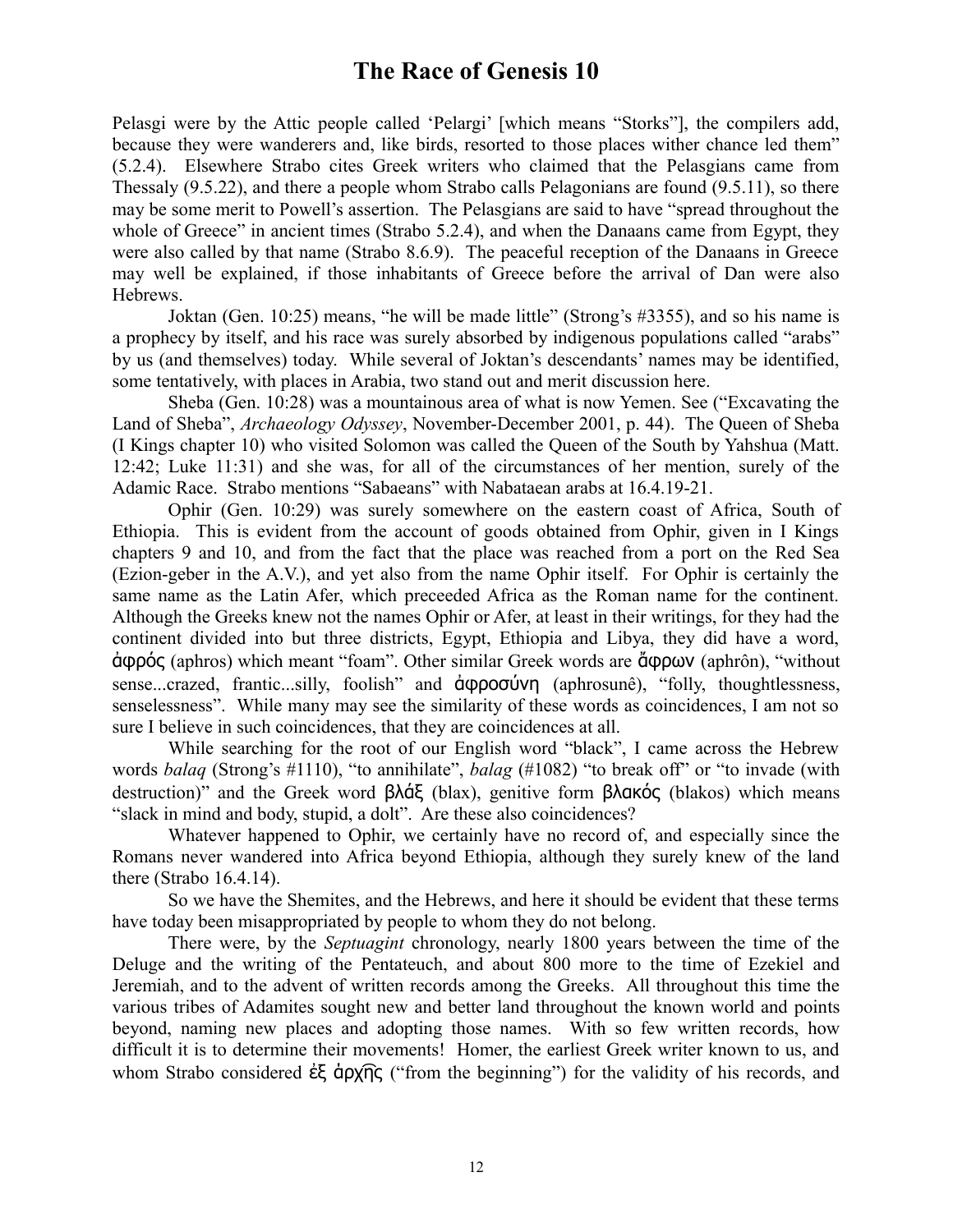Pelasgi were by the Attic people called 'Pelargi' [which means "Storks"], the compilers add, because they were wanderers and, like birds, resorted to those places wither chance led them" (5.2.4). Elsewhere Strabo cites Greek writers who claimed that the Pelasgians came from Thessaly (9.5.22), and there a people whom Strabo calls Pelagonians are found (9.5.11), so there may be some merit to Powell's assertion. The Pelasgians are said to have "spread throughout the whole of Greece" in ancient times (Strabo 5.2.4), and when the Danaans came from Egypt, they were also called by that name (Strabo 8.6.9). The peaceful reception of the Danaans in Greece may well be explained, if those inhabitants of Greece before the arrival of Dan were also Hebrews.

Joktan (Gen. 10:25) means, "he will be made little" (Strong's #3355), and so his name is a prophecy by itself, and his race was surely absorbed by indigenous populations called "arabs" by us (and themselves) today. While several of Joktan's descendants' names may be identified, some tentatively, with places in Arabia, two stand out and merit discussion here.

Sheba (Gen. 10:28) was a mountainous area of what is now Yemen. See ("Excavating the Land of Sheba", *Archaeology Odyssey*, November-December 2001, p. 44). The Queen of Sheba (I Kings chapter 10) who visited Solomon was called the Queen of the South by Yahshua (Matt. 12:42; Luke 11:31) and she was, for all of the circumstances of her mention, surely of the Adamic Race. Strabo mentions "Sabaeans" with Nabataean arabs at 16.4.19-21.

Ophir (Gen. 10:29) was surely somewhere on the eastern coast of Africa, South of Ethiopia. This is evident from the account of goods obtained from Ophir, given in I Kings chapters 9 and 10, and from the fact that the place was reached from a port on the Red Sea (Ezion-geber in the A.V.), and yet also from the name Ophir itself. For Ophir is certainly the same name as the Latin Afer, which preceeded Africa as the Roman name for the continent. Although the Greeks knew not the names Ophir or Afer, at least in their writings, for they had the continent divided into but three districts, Egypt, Ethiopia and Libya, they did have a word, ἀφρός (aphros) which meant "foam". Other similar Greek words are ἄφρων (aphrôn), "without sense...crazed, frantic...silly, foolish" and ἀφροσύνη (aphrosunê), "folly, thoughtlessness, senselessness". While many may see the similarity of these words as coincidences, I am not so sure I believe in such coincidences, that they are coincidences at all.

While searching for the root of our English word "black", I came across the Hebrew words *balaq* (Strong's #1110), "to annihilate", *balag* (#1082) "to break off" or "to invade (with destruction)" and the Greek word βλάξ (blax), genitive form βλακός (blakos) which means "slack in mind and body, stupid, a dolt". Are these also coincidences?

Whatever happened to Ophir, we certainly have no record of, and especially since the Romans never wandered into Africa beyond Ethiopia, although they surely knew of the land there (Strabo 16.4.14).

So we have the Shemites, and the Hebrews, and here it should be evident that these terms have today been misappropriated by people to whom they do not belong.

There were, by the *Septuagint* chronology, nearly 1800 years between the time of the Deluge and the writing of the Pentateuch, and about 800 more to the time of Ezekiel and Jeremiah, and to the advent of written records among the Greeks. All throughout this time the various tribes of Adamites sought new and better land throughout the known world and points beyond, naming new places and adopting those names. With so few written records, how difficult it is to determine their movements! Homer, the earliest Greek writer known to us, and whom Strabo considered ἐξ ἀρχῆς ("from the beginning") for the validity of his records, and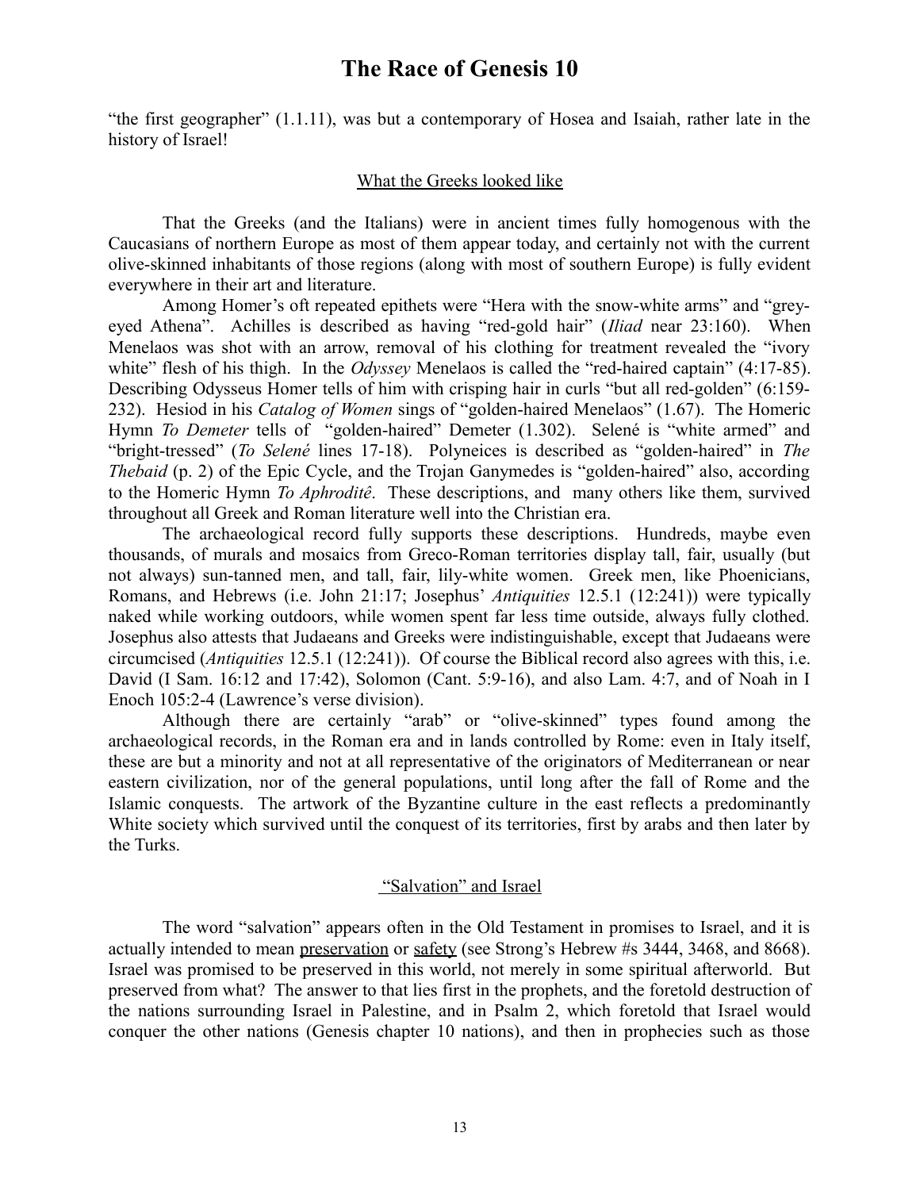"the first geographer" (1.1.11), was but a contemporary of Hosea and Isaiah, rather late in the history of Israel!

## What the Greeks looked like

That the Greeks (and the Italians) were in ancient times fully homogenous with the Caucasians of northern Europe as most of them appear today, and certainly not with the current olive-skinned inhabitants of those regions (along with most of southern Europe) is fully evident everywhere in their art and literature.

Among Homer's oft repeated epithets were "Hera with the snow-white arms" and "grey-eyed Athena". Achilles is described as having "red-gold hair" (*Iliad* near 23:160). When Menelaos was shot with an arrow, removal of his clothing for treatment revealed the "ivory white" flesh of his thigh. In the *Odyssey* Menelaos is called the "red-haired captain" (4:17-85). Describing Odysseus Homer tells of him with crisping hair in curls "but all red-golden" (6:159-232). Hesiod in his *Catalog of Women* sings of "golden-haired Menelaos" (1.67). The Homeric Hymn *To Demeter* tells of "golden-haired" Demeter (1.302). Selené is "white armed" and "bright-tressed" (*To Selené* lines 17-18). Polyneices is described as "golden-haired" in *The Thebaid* (p. 2) of the Epic Cycle, and the Trojan Ganymedes is "golden-haired" also, according to the Homeric Hymn *To Aphroditê*. These descriptions, and many others like them, survived throughout all Greek and Roman literature well into the Christian era.

The archaeological record fully supports these descriptions. Hundreds, maybe even thousands, of murals and mosaics from Greco-Roman territories display tall, fair, usually (but not always) sun-tanned men, and tall, fair, lily-white women. Greek men, like Phoenicians, Romans, and Hebrews (i.e. John 21:17; Josephus' *Antiquities* 12.5.1 (12:241)) were typically naked while working outdoors, while women spent far less time outside, always fully clothed. Josephus also attests that Judaeans and Greeks were indistinguishable, except that Judaeans were circumcised (*Antiquities* 12.5.1 (12:241)). Of course the Biblical record also agrees with this, i.e. David (I Sam. 16:12 and 17:42), Solomon (Cant. 5:9-16), and also Lam. 4:7, and of Noah in I Enoch 105:2-4 (Lawrence's verse division).

Although there are certainly "arab" or "olive-skinned" types found among the archaeological records, in the Roman era and in lands controlled by Rome: even in Italy itself, these are but a minority and not at all representative of the originators of Mediterranean or near eastern civilization, nor of the general populations, until long after the fall of Rome and the Islamic conquests. The artwork of the Byzantine culture in the east reflects a predominantly White society which survived until the conquest of its territories, first by arabs and then later by the Turks.

## "Salvation" and Israel

The word "salvation" appears often in the Old Testament in promises to Israel, and it is actually intended to mean preservation or safety (see Strong's Hebrew #s 3444, 3468, and 8668). Israel was promised to be preserved in this world, not merely in some spiritual afterworld. But preserved from what? The answer to that lies first in the prophets, and the foretold destruction of the nations surrounding Israel in Palestine, and in Psalm 2, which foretold that Israel would conquer the other nations (Genesis chapter 10 nations), and then in prophecies such as those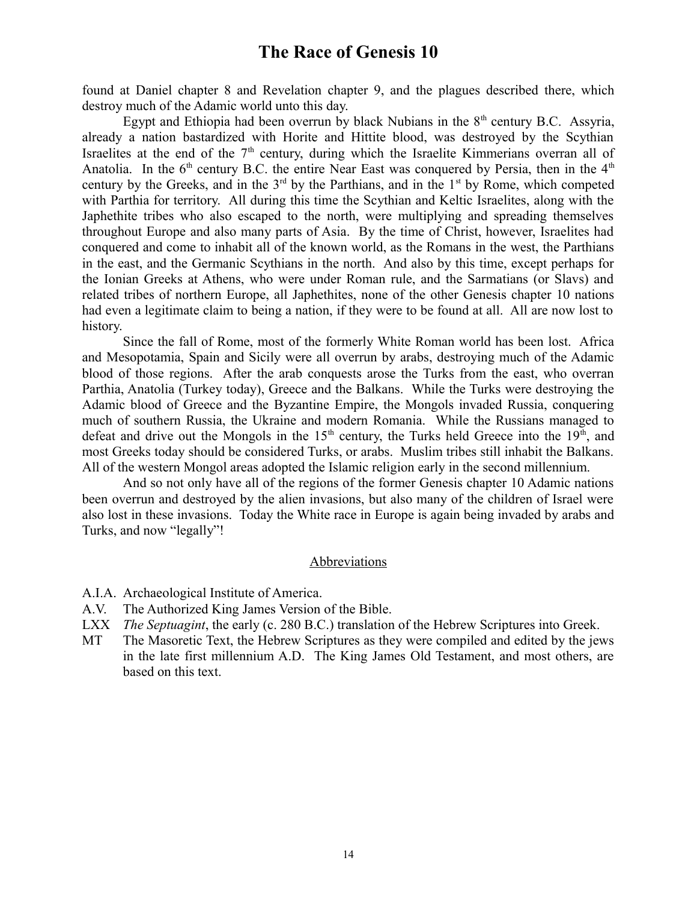found at Daniel chapter 8 and Revelation chapter 9, and the plagues described there, which destroy much of the Adamic world unto this day.

Egypt and Ethiopia had been overrun by black Nubians in the 8th century B.C. Assyria, already a nation bastardized with Horite and Hittite blood, was destroyed by the Scythian Israelites at the end of the 7th century, during which the Israelite Kimmerians overran all of Anatolia. In the 6th century B.C. the entire Near East was conquered by Persia, then in the 4th century by the Greeks, and in the 3rd by the Parthians, and in the 1st by Rome, which competed with Parthia for territory. All during this time the Scythian and Keltic Israelites, along with the Japhethite tribes who also escaped to the north, were multiplying and spreading themselves throughout Europe and also many parts of Asia. By the time of Christ, however, Israelites had conquered and come to inhabit all of the known world, as the Romans in the west, the Parthians in the east, and the Germanic Scythians in the north. And also by this time, except perhaps for the Ionian Greeks at Athens, who were under Roman rule, and the Sarmatians (or Slavs) and related tribes of northern Europe, all Japhethites, none of the other Genesis chapter 10 nations had even a legitimate claim to being a nation, if they were to be found at all. All are now lost to history.

Since the fall of Rome, most of the formerly White Roman world has been lost. Africa and Mesopotamia, Spain and Sicily were all overrun by arabs, destroying much of the Adamic blood of those regions. After the arab conquests arose the Turks from the east, who overran Parthia, Anatolia (Turkey today), Greece and the Balkans. While the Turks were destroying the Adamic blood of Greece and the Byzantine Empire, the Mongols invaded Russia, conquering much of southern Russia, the Ukraine and modern Romania. While the Russians managed to defeat and drive out the Mongols in the 15th century, the Turks held Greece into the 19th, and most Greeks today should be considered Turks, or arabs. Muslim tribes still inhabit the Balkans. All of the western Mongol areas adopted the Islamic religion early in the second millennium.

And so not only have all of the regions of the former Genesis chapter 10 Adamic nations been overrun and destroyed by the alien invasions, but also many of the children of Israel were also lost in these invasions. Today the White race in Europe is again being invaded by arabs and Turks, and now “legally”!

## Abbreviations

- A.I.A. Archaeological Institute of America.
- A.V. The Authorized King James Version of the Bible.
- LXX *The Septuagint*, the early (c. 280 B.C.) translation of the Hebrew Scriptures into Greek.
- MT The Masoretic Text, the Hebrew Scriptures as they were compiled and edited by the jews in the late first millennium A.D. The King James Old Testament, and most others, are based on this text.